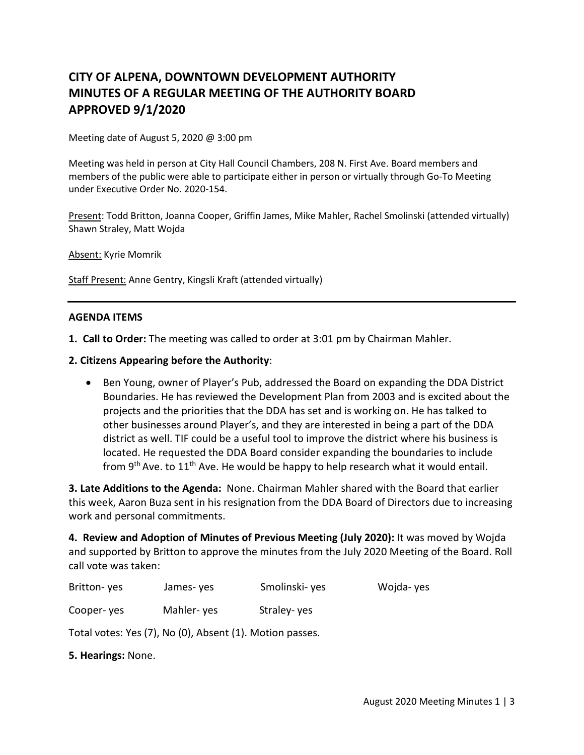# CITY OF ALPENA, DOWNTOWN DEVELOPMENT AUTHORITY MINUTES OF A REGULAR MEETING OF THE AUTHORITY BOARD APPROVED 9/1/2020

Meeting date of August 5, 2020 @ 3:00 pm

Meeting was held in person at City Hall Council Chambers, 208 N. First Ave. Board members and members of the public were able to participate either in person or virtually through Go-To Meeting under Executive Order No. 2020-154.

Present: Todd Britton, Joanna Cooper, Griffin James, Mike Mahler, Rachel Smolinski (attended virtually) Shawn Straley, Matt Wojda

Absent: Kyrie Momrik

Staff Present: Anne Gentry, Kingsli Kraft (attended virtually)

---

**AGENDA ITEMS**

**1. Call to Order:** The meeting was called to order at 3:01 pm by Chairman Mahler.

**2. Citizens Appearing before the Authority**:

- Ben Young, owner of Player's Pub, addressed the Board on expanding the DDA District Boundaries. He has reviewed the Development Plan from 2003 and is excited about the projects and the priorities that the DDA has set and is working on. He has talked to other businesses around Player's, and they are interested in being a part of the DDA district as well. TIF could be a useful tool to improve the district where his business is located. He requested the DDA Board consider expanding the boundaries to include from 9th Ave. to 11th Ave. He would be happy to help research what it would entail.

**3. Late Additions to the Agenda:** None. Chairman Mahler shared with the Board that earlier this week, Aaron Buza sent in his resignation from the DDA Board of Directors due to increasing work and personal commitments.

**4. Review and Adoption of Minutes of Previous Meeting (July 2020):** It was moved by Wojda and supported by Britton to approve the minutes from the July 2020 Meeting of the Board. Roll call vote was taken:

| | | | |
|---|---|---|---|
| Britton- yes | James- yes | Smolinski- yes | Wojda- yes |
| Cooper- yes | Mahler- yes | Straley- yes | |

Total votes: Yes (7), No (0), Absent (1). Motion passes.

**5. Hearings:** None.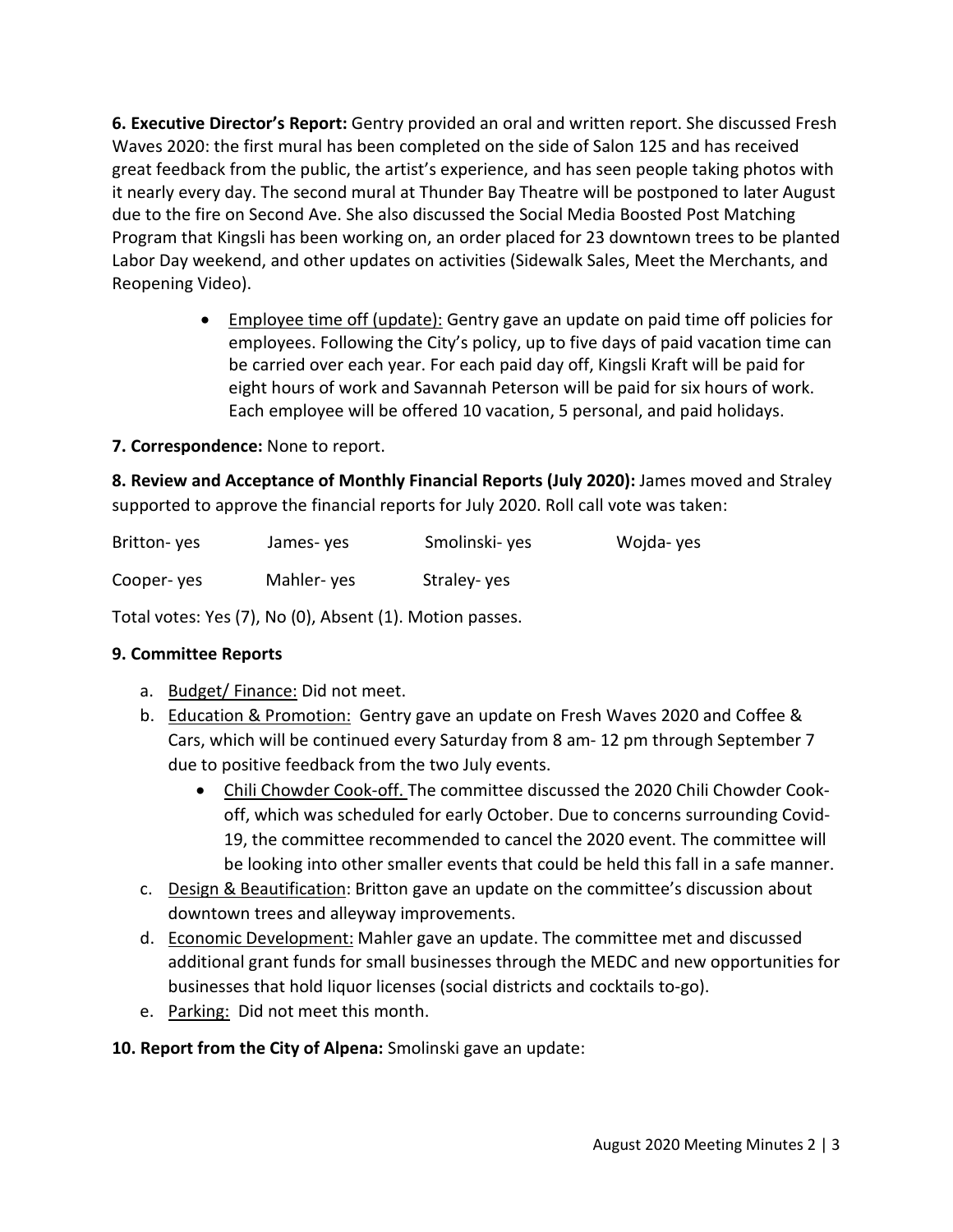**6. Executive Director's Report:** Gentry provided an oral and written report. She discussed Fresh Waves 2020: the first mural has been completed on the side of Salon 125 and has received great feedback from the public, the artist's experience, and has seen people taking photos with it nearly every day. The second mural at Thunder Bay Theatre will be postponed to later August due to the fire on Second Ave. She also discussed the Social Media Boosted Post Matching Program that Kingsli has been working on, an order placed for 23 downtown trees to be planted Labor Day weekend, and other updates on activities (Sidewalk Sales, Meet the Merchants, and Reopening Video).

- Employee time off (update): Gentry gave an update on paid time off policies for employees. Following the City's policy, up to five days of paid vacation time can be carried over each year. For each paid day off, Kingsli Kraft will be paid for eight hours of work and Savannah Peterson will be paid for six hours of work. Each employee will be offered 10 vacation, 5 personal, and paid holidays.

**7. Correspondence:** None to report.

**8. Review and Acceptance of Monthly Financial Reports (July 2020):** James moved and Straley supported to approve the financial reports for July 2020. Roll call vote was taken:

| | | | |
|---|---|---|---|
| Britton- yes | James- yes | Smolinski- yes | Wojda- yes |
| Cooper- yes | Mahler- yes | Straley- yes | |

Total votes: Yes (7), No (0), Absent (1). Motion passes.

**9. Committee Reports**

a. Budget/ Finance: Did not meet.
b. Education & Promotion: Gentry gave an update on Fresh Waves 2020 and Coffee & Cars, which will be continued every Saturday from 8 am- 12 pm through September 7 due to positive feedback from the two July events.
   - Chili Chowder Cook-off. The committee discussed the 2020 Chili Chowder Cook-off, which was scheduled for early October. Due to concerns surrounding Covid-19, the committee recommended to cancel the 2020 event. The committee will be looking into other smaller events that could be held this fall in a safe manner.
c. Design & Beautification: Britton gave an update on the committee's discussion about downtown trees and alleyway improvements.
d. Economic Development: Mahler gave an update. The committee met and discussed additional grant funds for small businesses through the MEDC and new opportunities for businesses that hold liquor licenses (social districts and cocktails to-go).
e. Parking: Did not meet this month.

**10. Report from the City of Alpena:** Smolinski gave an update: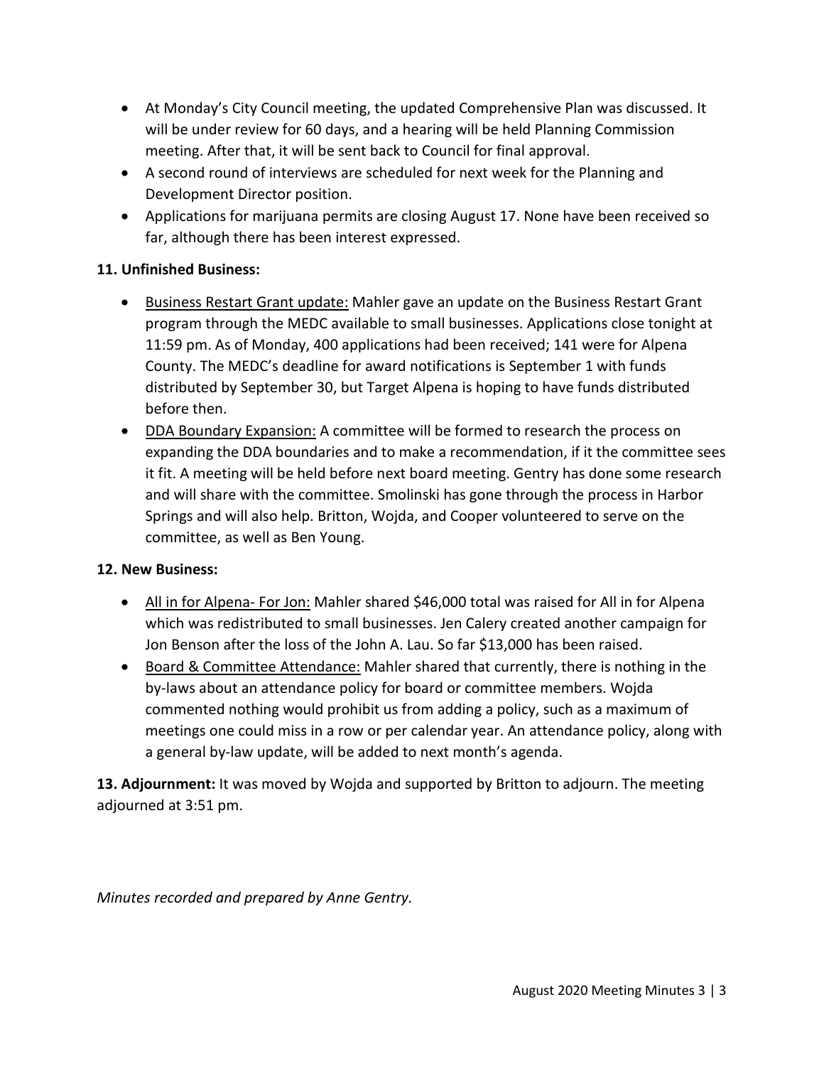- At Monday's City Council meeting, the updated Comprehensive Plan was discussed. It will be under review for 60 days, and a hearing will be held Planning Commission meeting. After that, it will be sent back to Council for final approval.
- A second round of interviews are scheduled for next week for the Planning and Development Director position.
- Applications for marijuana permits are closing August 17. None have been received so far, although there has been interest expressed.

**11. Unfinished Business:**

- <u>Business Restart Grant update:</u> Mahler gave an update on the Business Restart Grant program through the MEDC available to small businesses. Applications close tonight at 11:59 pm. As of Monday, 400 applications had been received; 141 were for Alpena County. The MEDC's deadline for award notifications is September 1 with funds distributed by September 30, but Target Alpena is hoping to have funds distributed before then.
- <u>DDA Boundary Expansion:</u> A committee will be formed to research the process on expanding the DDA boundaries and to make a recommendation, if it the committee sees it fit. A meeting will be held before next board meeting. Gentry has done some research and will share with the committee. Smolinski has gone through the process in Harbor Springs and will also help. Britton, Wojda, and Cooper volunteered to serve on the committee, as well as Ben Young.

**12. New Business:**

- <u>All in for Alpena- For Jon:</u> Mahler shared $46,000 total was raised for All in for Alpena which was redistributed to small businesses. Jen Calery created another campaign for Jon Benson after the loss of the John A. Lau. So far $13,000 has been raised.
- <u>Board & Committee Attendance:</u> Mahler shared that currently, there is nothing in the by-laws about an attendance policy for board or committee members. Wojda commented nothing would prohibit us from adding a policy, such as a maximum of meetings one could miss in a row or per calendar year. An attendance policy, along with a general by-law update, will be added to next month's agenda.

**13. Adjournment:** It was moved by Wojda and supported by Britton to adjourn. The meeting adjourned at 3:51 pm.

*Minutes recorded and prepared by Anne Gentry.*